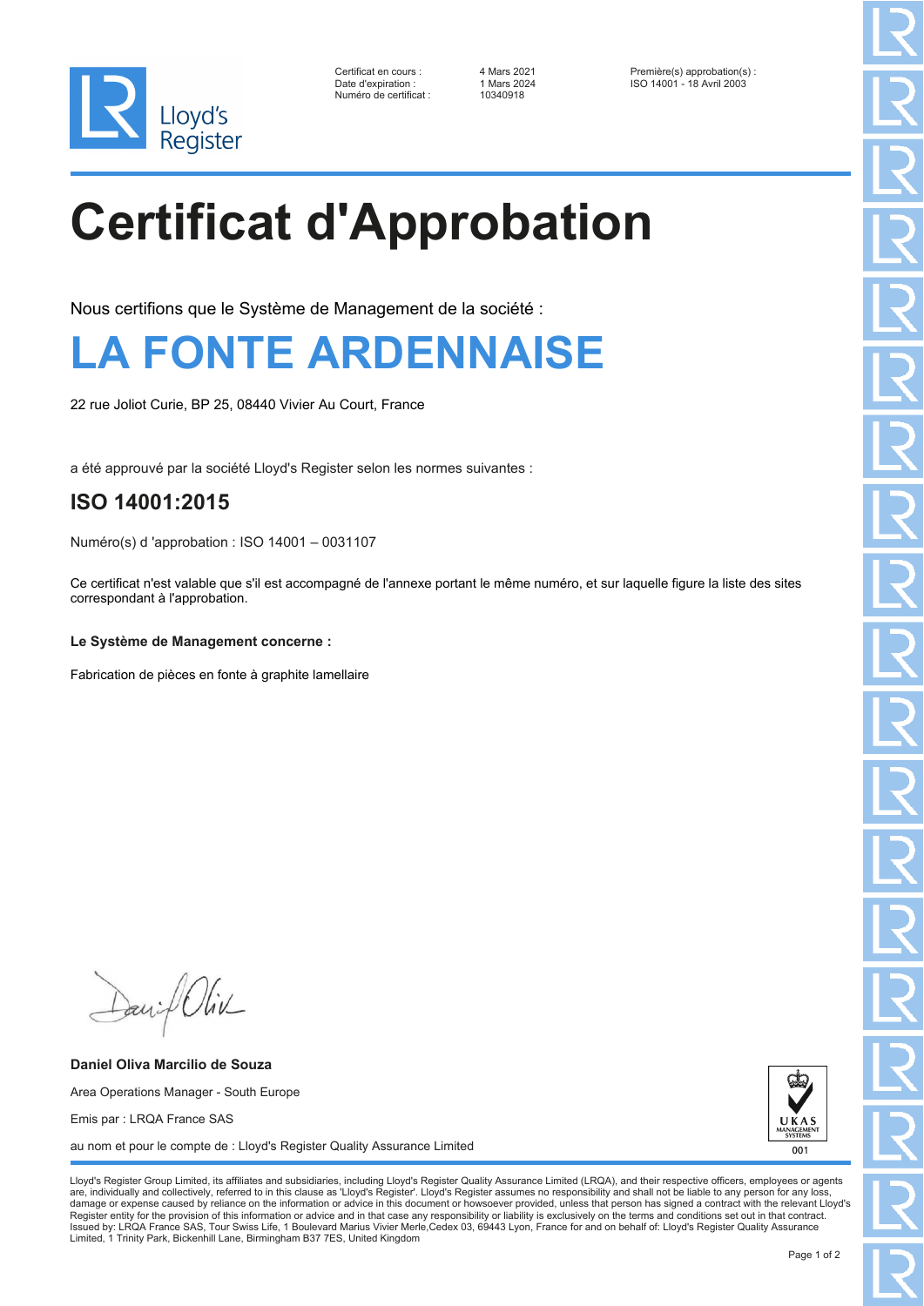Lloyd's Register

| | | |
|---|---|---|
| Certificat en cours : | 4 Mars 2021 | Première(s) approbation(s) : |
| Date d'expiration : | 1 Mars 2024 | ISO 14001 - 18 Avril 2003 |
| Numéro de certificat : | 10340918 | |

# Certificat d'Approbation

Nous certifions que le Système de Management de la société :

## LA FONTE ARDENNAISE

22 rue Joliot Curie, BP 25, 08440 Vivier Au Court, France

a été approuvé par la société Lloyd's Register selon les normes suivantes :

### ISO 14001:2015

Numéro(s) d 'approbation : ISO 14001 – 0031107

Ce certificat n'est valable que s'il est accompagné de l'annexe portant le même numéro, et sur laquelle figure la liste des sites correspondant à l'approbation.

**Le Système de Management concerne :**

Fabrication de pièces en fonte à graphite lamellaire

**Daniel Oliva Marcilio de Souza**

Area Operations Manager - South Europe

Emis par : LRQA France SAS

au nom et pour le compte de : Lloyd's Register Quality Assurance Limited

UKAS MANAGEMENT SYSTEMS 001

Lloyd's Register Group Limited, its affiliates and subsidiaries, including Lloyd's Register Quality Assurance Limited (LRQA), and their respective officers, employees or agents are, individually and collectively, referred to in this clause as 'Lloyd's Register'. Lloyd's Register assumes no responsibility and shall not be liable to any person for any loss, damage or expense caused by reliance on the information or advice in this document or howsoever provided, unless that person has signed a contract with the relevant Lloyd's Register entity for the provision of this information or advice and in that case any responsibility or liability is exclusively on the terms and conditions set out in that contract.
Issued by: LRQA France SAS, Tour Swiss Life, 1 Boulevard Marius Vivier Merle,Cedex 03, 69443 Lyon, France for and on behalf of: Lloyd's Register Quality Assurance Limited, 1 Trinity Park, Bickenhill Lane, Birmingham B37 7ES, United Kingdom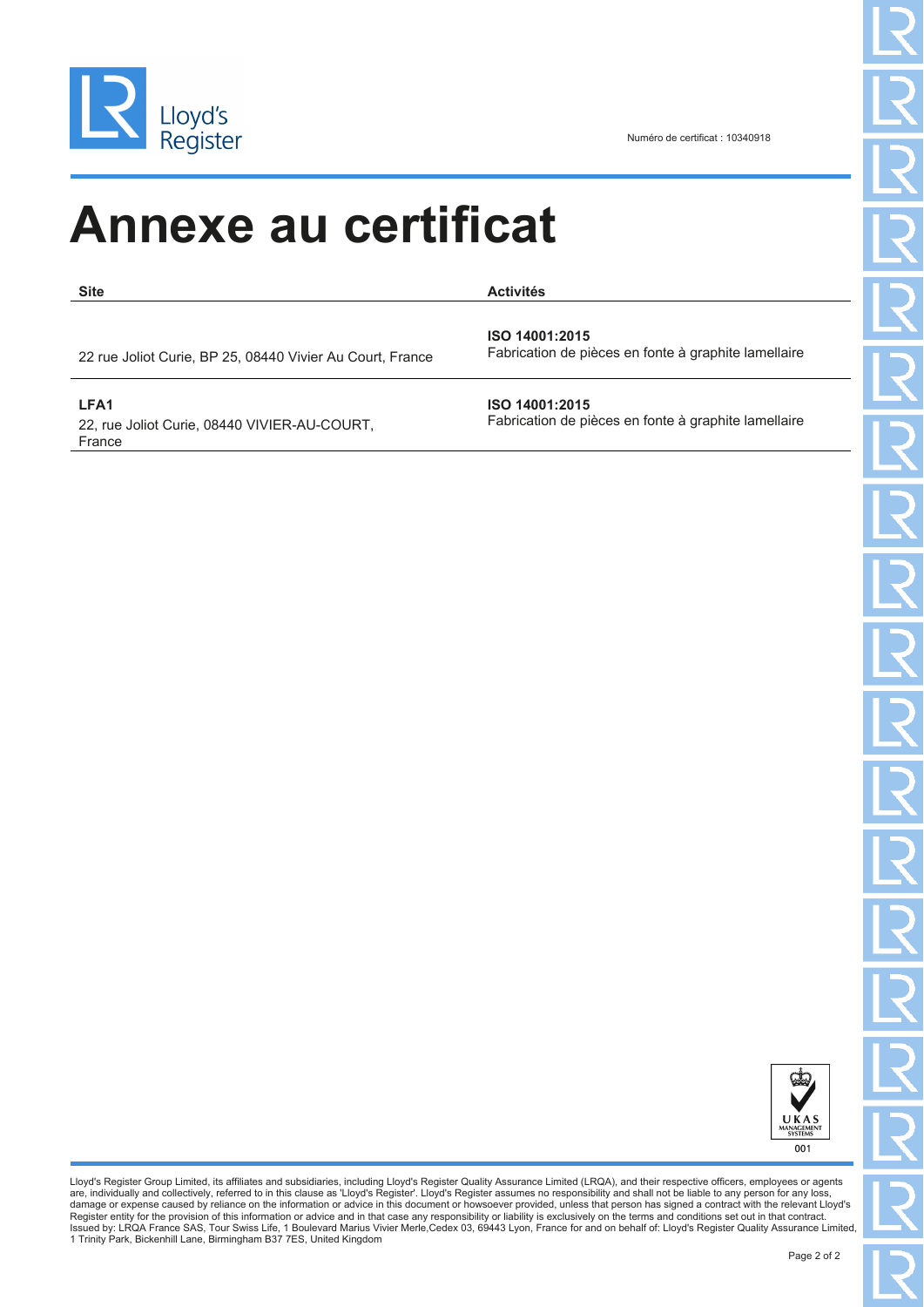Numéro de certificat : 10340918

# Annexe au certificat

| Site | Activités |
| --- | --- |
| 22 rue Joliot Curie, BP 25, 08440 Vivier Au Court, France | **ISO 14001:2015** Fabrication de pièces en fonte à graphite lamellaire |
| **LFA1** 22, rue Joliot Curie, 08440 VIVIER-AU-COURT, France | **ISO 14001:2015** Fabrication de pièces en fonte à graphite lamellaire |

UKAS MANAGEMENT SYSTEMS 001

Lloyd's Register Group Limited, its affiliates and subsidiaries, including Lloyd's Register Quality Assurance Limited (LRQA), and their respective officers, employees or agents are, individually and collectively, referred to in this clause as 'Lloyd's Register'. Lloyd's Register assumes no responsibility and shall not be liable to any person for any loss, damage or expense caused by reliance on the information or advice in this document or howsoever provided, unless that person has signed a contract with the relevant Lloyd's Register entity for the provision of this information or advice and in that case any responsibility or liability is exclusively on the terms and conditions set out in that contract.
Issued by: LRQA France SAS, Tour Swiss Life, 1 Boulevard Marius Vivier Merle,Cedex 03, 69443 Lyon, France for and on behalf of: Lloyd's Register Quality Assurance Limited, 1 Trinity Park, Bickenhill Lane, Birmingham B37 7ES, United Kingdom